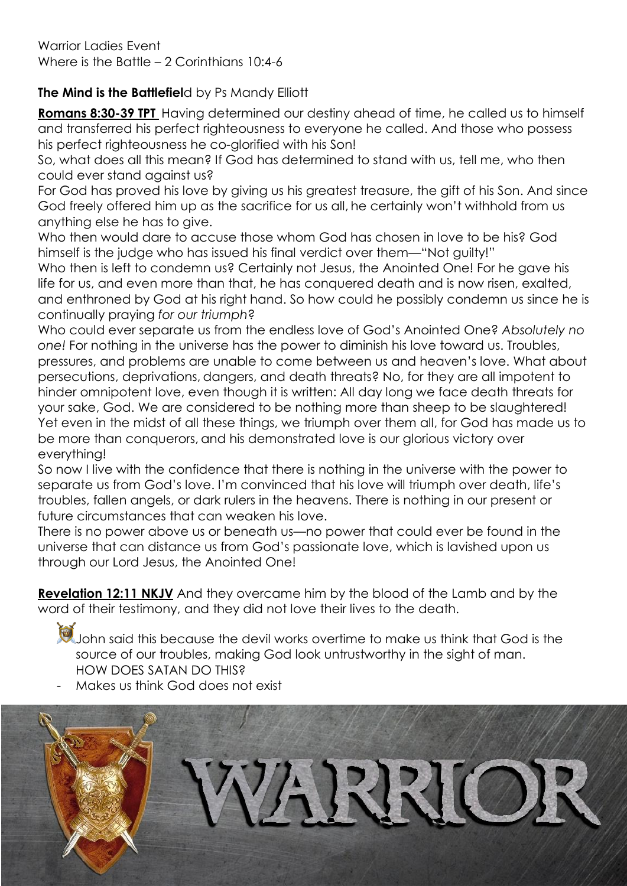Warrior Ladies Event
Where is the Battle – 2 Corinthians 10:4-6

**The Mind is the Battlefiel**d by Ps Mandy Elliott

**Romans 8:30-39 TPT** Having determined our destiny ahead of time, he called us to himself and transferred his perfect righteousness to everyone he called. And those who possess his perfect righteousness he co-glorified with his Son!
So, what does all this mean? If God has determined to stand with us, tell me, who then could ever stand against us?
For God has proved his love by giving us his greatest treasure, the gift of his Son. And since God freely offered him up as the sacrifice for us all, he certainly won't withhold from us anything else he has to give.
Who then would dare to accuse those whom God has chosen in love to be his? God himself is the judge who has issued his final verdict over them—"Not guilty!"
Who then is left to condemn us? Certainly not Jesus, the Anointed One! For he gave his life for us, and even more than that, he has conquered death and is now risen, exalted, and enthroned by God at his right hand. So how could he possibly condemn us since he is continually praying *for our triumph*?
Who could ever separate us from the endless love of God's Anointed One? *Absolutely no one!* For nothing in the universe has the power to diminish his love toward us. Troubles, pressures, and problems are unable to come between us and heaven's love. What about persecutions, deprivations, dangers, and death threats? No, for they are all impotent to hinder omnipotent love, even though it is written: All day long we face death threats for your sake, God. We are considered to be nothing more than sheep to be slaughtered! Yet even in the midst of all these things, we triumph over them all, for God has made us to be more than conquerors, and his demonstrated love is our glorious victory over everything!
So now I live with the confidence that there is nothing in the universe with the power to separate us from God's love. I'm convinced that his love will triumph over death, life's troubles, fallen angels, or dark rulers in the heavens. There is nothing in our present or future circumstances that can weaken his love.
There is no power above us or beneath us—no power that could ever be found in the universe that can distance us from God's passionate love, which is lavished upon us through our Lord Jesus, the Anointed One!

**Revelation 12:11 NKJV** And they overcame him by the blood of the Lamb and by the word of their testimony, and they did not love their lives to the death.

- John said this because the devil works overtime to make us think that God is the source of our troubles, making God look untrustworthy in the sight of man.
  HOW DOES SATAN DO THIS?

- Makes us think God does not exist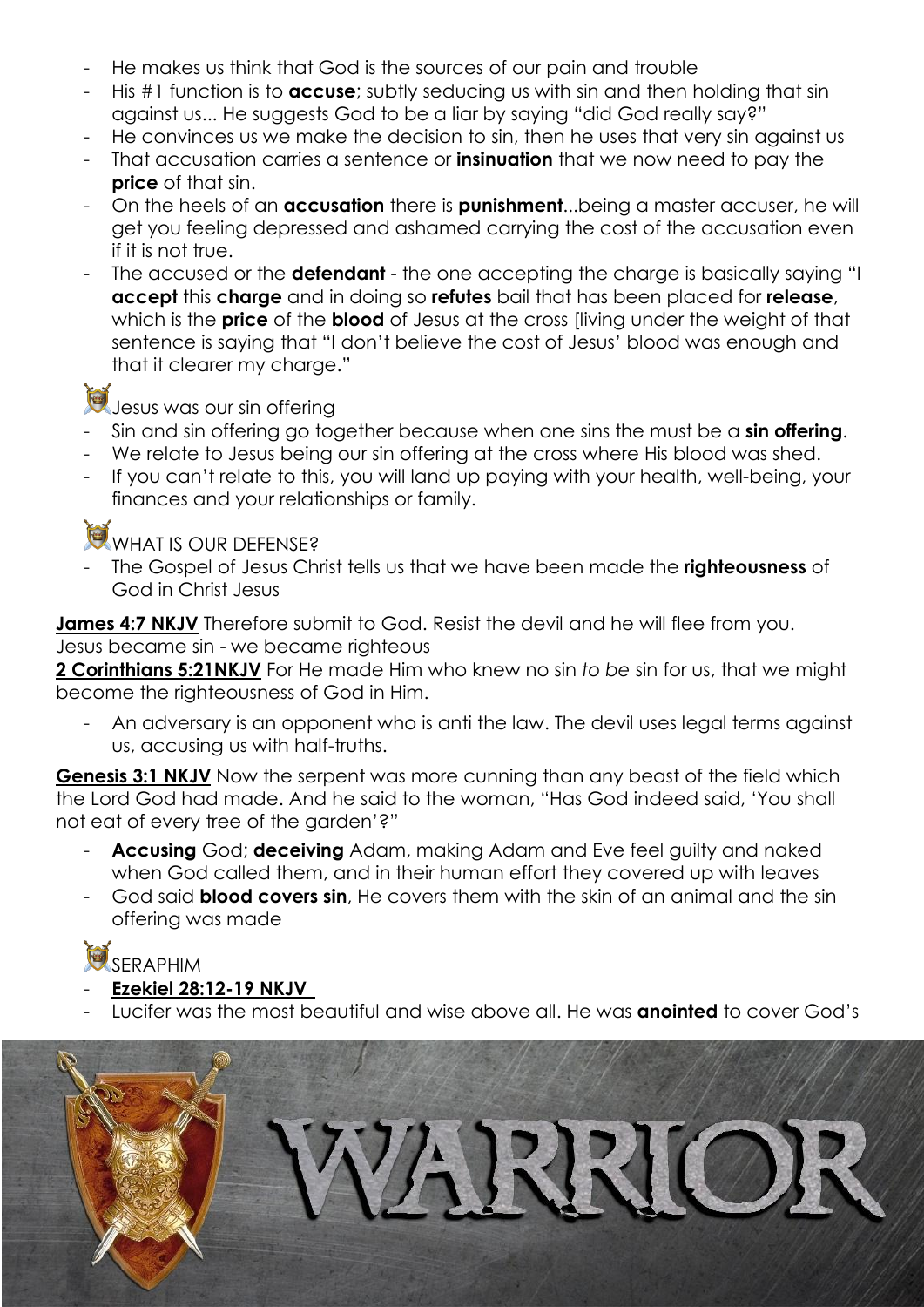- He makes us think that God is the sources of our pain and trouble
- His #1 function is to **accuse**; subtly seducing us with sin and then holding that sin against us... He suggests God to be a liar by saying "did God really say?"
- He convinces us we make the decision to sin, then he uses that very sin against us
- That accusation carries a sentence or **insinuation** that we now need to pay the **price** of that sin.
- On the heels of an **accusation** there is **punishment**...being a master accuser, he will get you feeling depressed and ashamed carrying the cost of the accusation even if it is not true.
- The accused or the **defendant** - the one accepting the charge is basically saying "I **accept** this **charge** and in doing so **refutes** bail that has been placed for **release**, which is the **price** of the **blood** of Jesus at the cross [living under the weight of that sentence is saying that "I don't believe the cost of Jesus' blood was enough and that it clearer my charge."

Jesus was our sin offering

- Sin and sin offering go together because when one sins the must be a **sin offering**.
- We relate to Jesus being our sin offering at the cross where His blood was shed.
- If you can't relate to this, you will land up paying with your health, well-being, your finances and your relationships or family.

WHAT IS OUR DEFENSE?

- The Gospel of Jesus Christ tells us that we have been made the **righteousness** of God in Christ Jesus

**James 4:7 NKJV** Therefore submit to God. Resist the devil and he will flee from you.
Jesus became sin - we became righteous
**2 Corinthians 5:21NKJV** For He made Him who knew no sin *to be* sin for us, that we might become the righteousness of God in Him.

- An adversary is an opponent who is anti the law. The devil uses legal terms against us, accusing us with half-truths.

**Genesis 3:1 NKJV** Now the serpent was more cunning than any beast of the field which the Lord God had made. And he said to the woman, "Has God indeed said, 'You shall not eat of every tree of the garden'?"

- **Accusing** God; **deceiving** Adam, making Adam and Eve feel guilty and naked when God called them, and in their human effort they covered up with leaves
- God said **blood covers sin**, He covers them with the skin of an animal and the sin offering was made

SERAPHIM

- **Ezekiel 28:12-19 NKJV**
- Lucifer was the most beautiful and wise above all. He was **anointed** to cover God's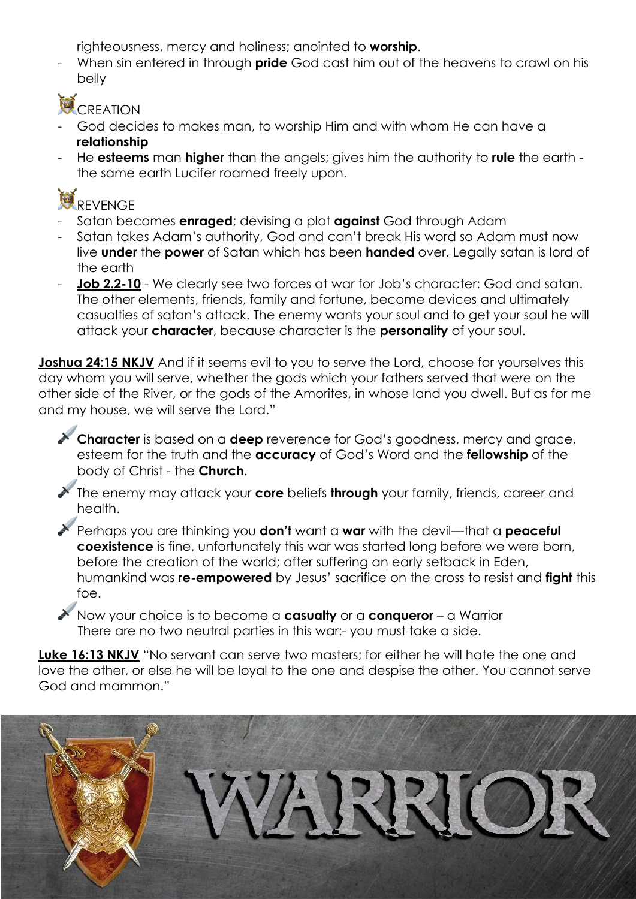righteousness, mercy and holiness; anointed to **worship**.

- When sin entered in through **pride** God cast him out of the heavens to crawl on his belly

### CREATION

- God decides to makes man, to worship Him and with whom He can have a **relationship**
- He **esteems** man **higher** than the angels; gives him the authority to **rule** the earth - the same earth Lucifer roamed freely upon.

### REVENGE

- Satan becomes **enraged**; devising a plot **against** God through Adam
- Satan takes Adam's authority, God and can't break His word so Adam must now live **under** the **power** of Satan which has been **handed** over. Legally satan is lord of the earth
- **Job 2.2-10** - We clearly see two forces at war for Job's character: God and satan. The other elements, friends, family and fortune, become devices and ultimately casualties of satan's attack. The enemy wants your soul and to get your soul he will attack your **character**, because character is the **personality** of your soul.

**Joshua 24:15 NKJV** And if it seems evil to you to serve the Lord, choose for yourselves this day whom you will serve, whether the gods which your fathers served that *were* on the other side of the River, or the gods of the Amorites, in whose land you dwell. But as for me and my house, we will serve the Lord."

- **Character** is based on a **deep** reverence for God's goodness, mercy and grace, esteem for the truth and the **accuracy** of God's Word and the **fellowship** of the body of Christ - the **Church**.
- The enemy may attack your **core** beliefs **through** your family, friends, career and health.
- Perhaps you are thinking you **don't** want a **war** with the devil—that a **peaceful coexistence** is fine, unfortunately this war was started long before we were born, before the creation of the world; after suffering an early setback in Eden, humankind was **re-empowered** by Jesus' sacrifice on the cross to resist and **fight** this foe.
- Now your choice is to become a **casualty** or a **conqueror** – a Warrior
  There are no two neutral parties in this war:- you must take a side.

**Luke 16:13 NKJV** "No servant can serve two masters; for either he will hate the one and love the other, or else he will be loyal to the one and despise the other. You cannot serve God and mammon."

WARRIOR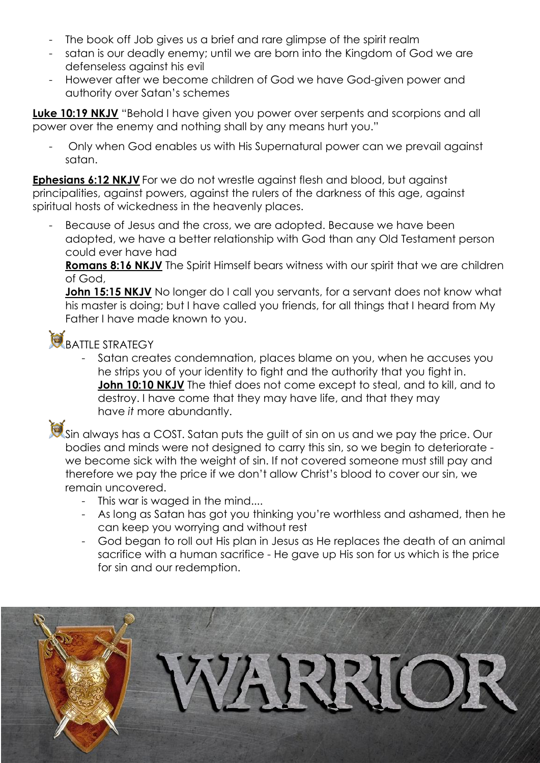- The book off Job gives us a brief and rare glimpse of the spirit realm
- satan is our deadly enemy; until we are born into the Kingdom of God we are defenseless against his evil
- However after we become children of God we have God-given power and authority over Satan's schemes

**Luke 10:19 NKJV** "Behold I have given you power over serpents and scorpions and all power over the enemy and nothing shall by any means hurt you."

- Only when God enables us with His Supernatural power can we prevail against satan.

**Ephesians 6:12 NKJV** For we do not wrestle against flesh and blood, but against principalities, against powers, against the rulers of the darkness of this age, against spiritual hosts of wickedness in the heavenly places.

- Because of Jesus and the cross, we are adopted. Because we have been adopted, we have a better relationship with God than any Old Testament person could ever have had

  **Romans 8:16 NKJV** The Spirit Himself bears witness with our spirit that we are children of God,

  **John 15:15 NKJV** No longer do I call you servants, for a servant does not know what his master is doing; but I have called you friends, for all things that I heard from My Father I have made known to you.

BATTLE STRATEGY

- Satan creates condemnation, places blame on you, when he accuses you he strips you of your identity to fight and the authority that you fight in.

  **John 10:10 NKJV** The thief does not come except to steal, and to kill, and to destroy. I have come that they may have life, and that they may have *it* more abundantly.

Sin always has a COST. Satan puts the guilt of sin on us and we pay the price. Our bodies and minds were not designed to carry this sin, so we begin to deteriorate - we become sick with the weight of sin. If not covered someone must still pay and therefore we pay the price if we don't allow Christ's blood to cover our sin, we remain uncovered.

- This war is waged in the mind....
- As long as Satan has got you thinking you're worthless and ashamed, then he can keep you worrying and without rest
- God began to roll out His plan in Jesus as He replaces the death of an animal sacrifice with a human sacrifice - He gave up His son for us which is the price for sin and our redemption.

WARRIOR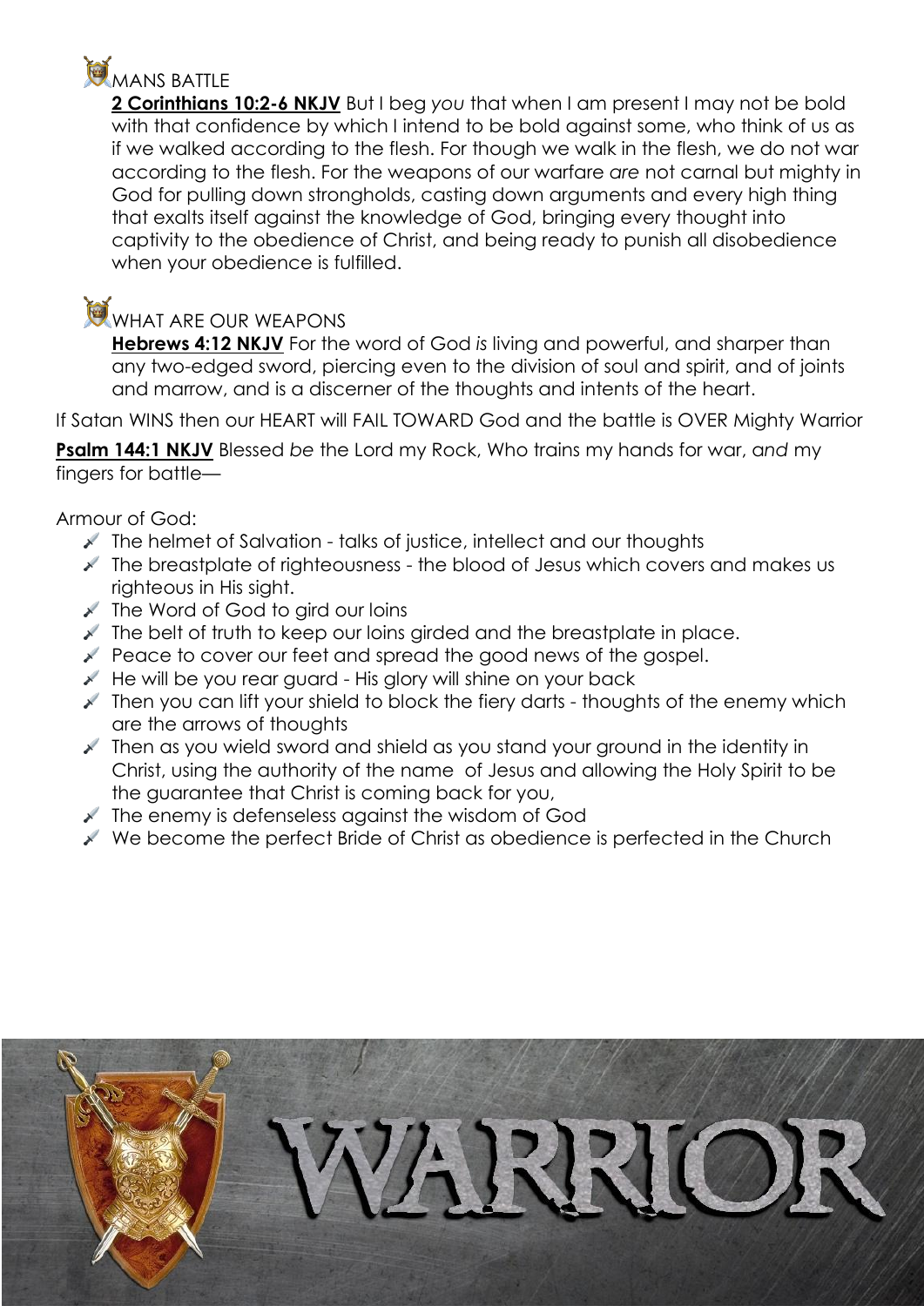## MANS BATTLE

**2 Corinthians 10:2-6 NKJV** But I beg *you* that when I am present I may not be bold with that confidence by which I intend to be bold against some, who think of us as if we walked according to the flesh. For though we walk in the flesh, we do not war according to the flesh. For the weapons of our warfare *are* not carnal but mighty in God for pulling down strongholds, casting down arguments and every high thing that exalts itself against the knowledge of God, bringing every thought into captivity to the obedience of Christ, and being ready to punish all disobedience when your obedience is fulfilled.

## WHAT ARE OUR WEAPONS

**Hebrews 4:12 NKJV** For the word of God *is* living and powerful, and sharper than any two-edged sword, piercing even to the division of soul and spirit, and of joints and marrow, and is a discerner of the thoughts and intents of the heart.

If Satan WINS then our HEART will FAIL TOWARD God and the battle is OVER Mighty Warrior

**Psalm 144:1 NKJV** Blessed *be* the Lord my Rock, Who trains my hands for war, *and* my fingers for battle—

Armour of God:

- The helmet of Salvation - talks of justice, intellect and our thoughts
- The breastplate of righteousness - the blood of Jesus which covers and makes us righteous in His sight.
- The Word of God to gird our loins
- The belt of truth to keep our loins girded and the breastplate in place.
- Peace to cover our feet and spread the good news of the gospel.
- He will be you rear guard - His glory will shine on your back
- Then you can lift your shield to block the fiery darts - thoughts of the enemy which are the arrows of thoughts
- Then as you wield sword and shield as you stand your ground in the identity in Christ, using the authority of the name of Jesus and allowing the Holy Spirit to be the guarantee that Christ is coming back for you,
- The enemy is defenseless against the wisdom of God
- We become the perfect Bride of Christ as obedience is perfected in the Church

WARRIOR